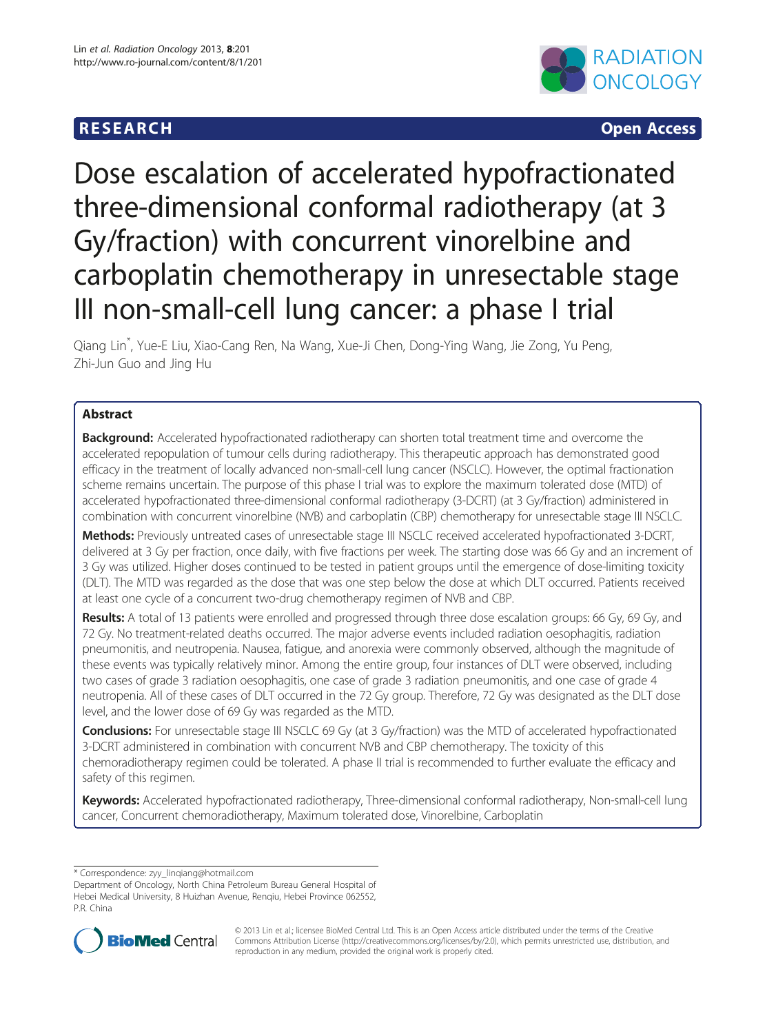RESEARCH Open Access

# Dose escalation of accelerated hypofractionated three-dimensional conformal radiotherapy (at 3 Gy/fraction) with concurrent vinorelbine and carboplatin chemotherapy in unresectable stage III non-small-cell lung cancer: a phase I trial

Qiang Lin*, Yue-E Liu, Xiao-Cang Ren, Na Wang, Xue-Ji Chen, Dong-Ying Wang, Jie Zong, Yu Peng, Zhi-Jun Guo and Jing Hu

## Abstract

**Background:** Accelerated hypofractionated radiotherapy can shorten total treatment time and overcome the accelerated repopulation of tumour cells during radiotherapy. This therapeutic approach has demonstrated good efficacy in the treatment of locally advanced non-small-cell lung cancer (NSCLC). However, the optimal fractionation scheme remains uncertain. The purpose of this phase I trial was to explore the maximum tolerated dose (MTD) of accelerated hypofractionated three-dimensional conformal radiotherapy (3-DCRT) (at 3 Gy/fraction) administered in combination with concurrent vinorelbine (NVB) and carboplatin (CBP) chemotherapy for unresectable stage III NSCLC.

**Methods:** Previously untreated cases of unresectable stage III NSCLC received accelerated hypofractionated 3-DCRT, delivered at 3 Gy per fraction, once daily, with five fractions per week. The starting dose was 66 Gy and an increment of 3 Gy was utilized. Higher doses continued to be tested in patient groups until the emergence of dose-limiting toxicity (DLT). The MTD was regarded as the dose that was one step below the dose at which DLT occurred. Patients received at least one cycle of a concurrent two-drug chemotherapy regimen of NVB and CBP.

**Results:** A total of 13 patients were enrolled and progressed through three dose escalation groups: 66 Gy, 69 Gy, and 72 Gy. No treatment-related deaths occurred. The major adverse events included radiation oesophagitis, radiation pneumonitis, and neutropenia. Nausea, fatigue, and anorexia were commonly observed, although the magnitude of these events was typically relatively minor. Among the entire group, four instances of DLT were observed, including two cases of grade 3 radiation oesophagitis, one case of grade 3 radiation pneumonitis, and one case of grade 4 neutropenia. All of these cases of DLT occurred in the 72 Gy group. Therefore, 72 Gy was designated as the DLT dose level, and the lower dose of 69 Gy was regarded as the MTD.

**Conclusions:** For unresectable stage III NSCLC 69 Gy (at 3 Gy/fraction) was the MTD of accelerated hypofractionated 3-DCRT administered in combination with concurrent NVB and CBP chemotherapy. The toxicity of this chemoradiotherapy regimen could be tolerated. A phase II trial is recommended to further evaluate the efficacy and safety of this regimen.

**Keywords:** Accelerated hypofractionated radiotherapy, Three-dimensional conformal radiotherapy, Non-small-cell lung cancer, Concurrent chemoradiotherapy, Maximum tolerated dose, Vinorelbine, Carboplatin

---

* Correspondence: zyy_linqiang@hotmail.com
Department of Oncology, North China Petroleum Bureau General Hospital of Hebei Medical University, 8 Huizhan Avenue, Renqiu, Hebei Province 062552, P.R. China

© 2013 Lin et al.; licensee BioMed Central Ltd. This is an Open Access article distributed under the terms of the Creative Commons Attribution License (http://creativecommons.org/licenses/by/2.0), which permits unrestricted use, distribution, and reproduction in any medium, provided the original work is properly cited.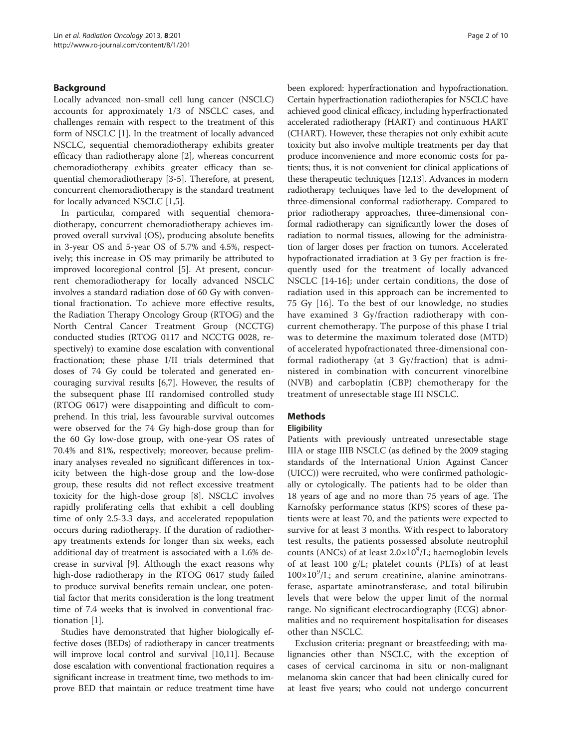## Background

Locally advanced non-small cell lung cancer (NSCLC) accounts for approximately 1/3 of NSCLC cases, and challenges remain with respect to the treatment of this form of NSCLC [1]. In the treatment of locally advanced NSCLC, sequential chemoradiotherapy exhibits greater efficacy than radiotherapy alone [2], whereas concurrent chemoradiotherapy exhibits greater efficacy than sequential chemoradiotherapy [3-5]. Therefore, at present, concurrent chemoradiotherapy is the standard treatment for locally advanced NSCLC [1,5].

In particular, compared with sequential chemoradiotherapy, concurrent chemoradiotherapy achieves improved overall survival (OS), producing absolute benefits in 3-year OS and 5-year OS of 5.7% and 4.5%, respectively; this increase in OS may primarily be attributed to improved locoregional control [5]. At present, concurrent chemoradiotherapy for locally advanced NSCLC involves a standard radiation dose of 60 Gy with conventional fractionation. To achieve more effective results, the Radiation Therapy Oncology Group (RTOG) and the North Central Cancer Treatment Group (NCCTG) conducted studies (RTOG 0117 and NCCTG 0028, respectively) to examine dose escalation with conventional fractionation; these phase I/II trials determined that doses of 74 Gy could be tolerated and generated encouraging survival results [6,7]. However, the results of the subsequent phase III randomised controlled study (RTOG 0617) were disappointing and difficult to comprehend. In this trial, less favourable survival outcomes were observed for the 74 Gy high-dose group than for the 60 Gy low-dose group, with one-year OS rates of 70.4% and 81%, respectively; moreover, because preliminary analyses revealed no significant differences in toxicity between the high-dose group and the low-dose group, these results did not reflect excessive treatment toxicity for the high-dose group [8]. NSCLC involves rapidly proliferating cells that exhibit a cell doubling time of only 2.5-3.3 days, and accelerated repopulation occurs during radiotherapy. If the duration of radiotherapy treatments extends for longer than six weeks, each additional day of treatment is associated with a 1.6% decrease in survival [9]. Although the exact reasons why high-dose radiotherapy in the RTOG 0617 study failed to produce survival benefits remain unclear, one potential factor that merits consideration is the long treatment time of 7.4 weeks that is involved in conventional fractionation [1].

Studies have demonstrated that higher biologically effective doses (BEDs) of radiotherapy in cancer treatments will improve local control and survival [10,11]. Because dose escalation with conventional fractionation requires a significant increase in treatment time, two methods to improve BED that maintain or reduce treatment time have been explored: hyperfractionation and hypofractionation. Certain hyperfractionation radiotherapies for NSCLC have achieved good clinical efficacy, including hyperfractionated accelerated radiotherapy (HART) and continuous HART (CHART). However, these therapies not only exhibit acute toxicity but also involve multiple treatments per day that produce inconvenience and more economic costs for patients; thus, it is not convenient for clinical applications of these therapeutic techniques [12,13]. Advances in modern radiotherapy techniques have led to the development of three-dimensional conformal radiotherapy. Compared to prior radiotherapy approaches, three-dimensional conformal radiotherapy can significantly lower the doses of radiation to normal tissues, allowing for the administration of larger doses per fraction on tumors. Accelerated hypofractionated irradiation at 3 Gy per fraction is frequently used for the treatment of locally advanced NSCLC [14-16]; under certain conditions, the dose of radiation used in this approach can be incremented to 75 Gy [16]. To the best of our knowledge, no studies have examined 3 Gy/fraction radiotherapy with concurrent chemotherapy. The purpose of this phase I trial was to determine the maximum tolerated dose (MTD) of accelerated hypofractionated three-dimensional conformal radiotherapy (at 3 Gy/fraction) that is administered in combination with concurrent vinorelbine (NVB) and carboplatin (CBP) chemotherapy for the treatment of unresectable stage III NSCLC.

## Methods

### Eligibility

Patients with previously untreated unresectable stage IIIA or stage IIIB NSCLC (as defined by the 2009 staging standards of the International Union Against Cancer (UICC)) were recruited, who were confirmed pathologically or cytologically. The patients had to be older than 18 years of age and no more than 75 years of age. The Karnofsky performance status (KPS) scores of these patients were at least 70, and the patients were expected to survive for at least 3 months. With respect to laboratory test results, the patients possessed absolute neutrophil counts (ANCs) of at least $2.0{\times}10^9$/L; haemoglobin levels of at least 100 g/L; platelet counts (PLTs) of at least $100{\times}10^9$/L; and serum creatinine, alanine aminotransferase, aspartate aminotransferase, and total bilirubin levels that were below the upper limit of the normal range. No significant electrocardiography (ECG) abnormalities and no requirement hospitalisation for diseases other than NSCLC.

Exclusion criteria: pregnant or breastfeeding; with malignancies other than NSCLC, with the exception of cases of cervical carcinoma in situ or non-malignant melanoma skin cancer that had been clinically cured for at least five years; who could not undergo concurrent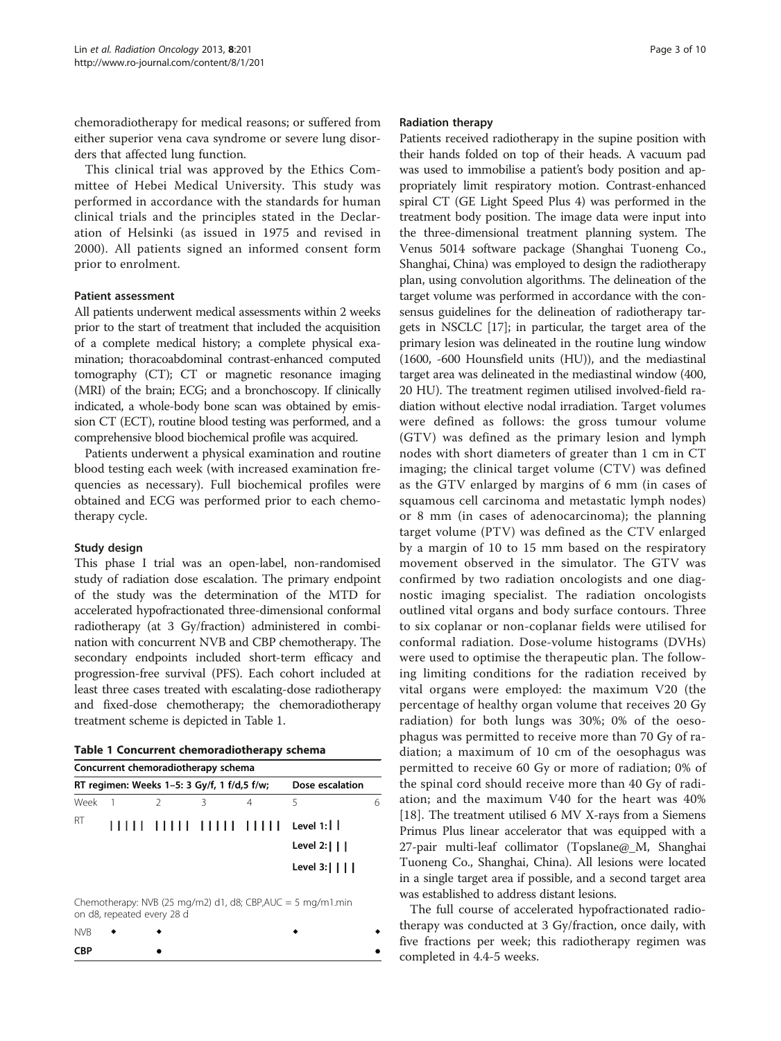chemoradiotherapy for medical reasons; or suffered from either superior vena cava syndrome or severe lung disorders that affected lung function.

This clinical trial was approved by the Ethics Committee of Hebei Medical University. This study was performed in accordance with the standards for human clinical trials and the principles stated in the Declaration of Helsinki (as issued in 1975 and revised in 2000). All patients signed an informed consent form prior to enrolment.

### Patient assessment

All patients underwent medical assessments within 2 weeks prior to the start of treatment that included the acquisition of a complete medical history; a complete physical examination; thoracoabdominal contrast-enhanced computed tomography (CT); CT or magnetic resonance imaging (MRI) of the brain; ECG; and a bronchoscopy. If clinically indicated, a whole-body bone scan was obtained by emission CT (ECT), routine blood testing was performed, and a comprehensive blood biochemical profile was acquired.

Patients underwent a physical examination and routine blood testing each week (with increased examination frequencies as necessary). Full biochemical profiles were obtained and ECG was performed prior to each chemotherapy cycle.

### Study design

This phase I trial was an open-label, non-randomised study of radiation dose escalation. The primary endpoint of the study was the determination of the MTD for accelerated hypofractionated three-dimensional conformal radiotherapy (at 3 Gy/fraction) administered in combination with concurrent NVB and CBP chemotherapy. The secondary endpoints included short-term efficacy and progression-free survival (PFS). Each cohort included at least three cases treated with escalating-dose radiotherapy and fixed-dose chemotherapy; the chemoradiotherapy treatment scheme is depicted in Table 1.

**Table 1 Concurrent chemoradiotherapy schema**

| Concurrent chemoradiotherapy schema | | | | | | |
|---|---|---|---|---|---|---|
| RT regimen: Weeks 1–5: 3 Gy/f, 1 f/d,5 f/w; | | | | | Dose escalation | |
| Week | 1 | 2 | 3 | 4 | 5 | 6 |
| RT | ||||| | ||||| | ||||| | ||||| | Level 1: || | |
| | | | | | Level 2: ||| | |
| | | | | | Level 3: |||| | |
| Chemotherapy: NVB (25 mg/m2) d1, d8; CBP,AUC = 5 mg/m1.min on d8, repeated every 28 d | | | | | | |
| NVB | ◆ | ◆ | | | ◆ | ◆ |
| **CBP** | | ● | | | | ● |

### Radiation therapy

Patients received radiotherapy in the supine position with their hands folded on top of their heads. A vacuum pad was used to immobilise a patient's body position and appropriately limit respiratory motion. Contrast-enhanced spiral CT (GE Light Speed Plus 4) was performed in the treatment body position. The image data were input into the three-dimensional treatment planning system. The Venus 5014 software package (Shanghai Tuoneng Co., Shanghai, China) was employed to design the radiotherapy plan, using convolution algorithms. The delineation of the target volume was performed in accordance with the consensus guidelines for the delineation of radiotherapy targets in NSCLC [17]; in particular, the target area of the primary lesion was delineated in the routine lung window (1600, -600 Hounsfield units (HU)), and the mediastinal target area was delineated in the mediastinal window (400, 20 HU). The treatment regimen utilised involved-field radiation without elective nodal irradiation. Target volumes were defined as follows: the gross tumour volume (GTV) was defined as the primary lesion and lymph nodes with short diameters of greater than 1 cm in CT imaging; the clinical target volume (CTV) was defined as the GTV enlarged by margins of 6 mm (in cases of squamous cell carcinoma and metastatic lymph nodes) or 8 mm (in cases of adenocarcinoma); the planning target volume (PTV) was defined as the CTV enlarged by a margin of 10 to 15 mm based on the respiratory movement observed in the simulator. The GTV was confirmed by two radiation oncologists and one diagnostic imaging specialist. The radiation oncologists outlined vital organs and body surface contours. Three to six coplanar or non-coplanar fields were utilised for conformal radiation. Dose-volume histograms (DVHs) were used to optimise the therapeutic plan. The following limiting conditions for the radiation received by vital organs were employed: the maximum V20 (the percentage of healthy organ volume that receives 20 Gy radiation) for both lungs was 30%; 0% of the oesophagus was permitted to receive more than 70 Gy of radiation; a maximum of 10 cm of the oesophagus was permitted to receive 60 Gy or more of radiation; 0% of the spinal cord should receive more than 40 Gy of radiation; and the maximum V40 for the heart was 40% [18]. The treatment utilised 6 MV X-rays from a Siemens Primus Plus linear accelerator that was equipped with a 27-pair multi-leaf collimator (Topslane@_M, Shanghai Tuoneng Co., Shanghai, China). All lesions were located in a single target area if possible, and a second target area was established to address distant lesions.

The full course of accelerated hypofractionated radiotherapy was conducted at 3 Gy/fraction, once daily, with five fractions per week; this radiotherapy regimen was completed in 4.4-5 weeks.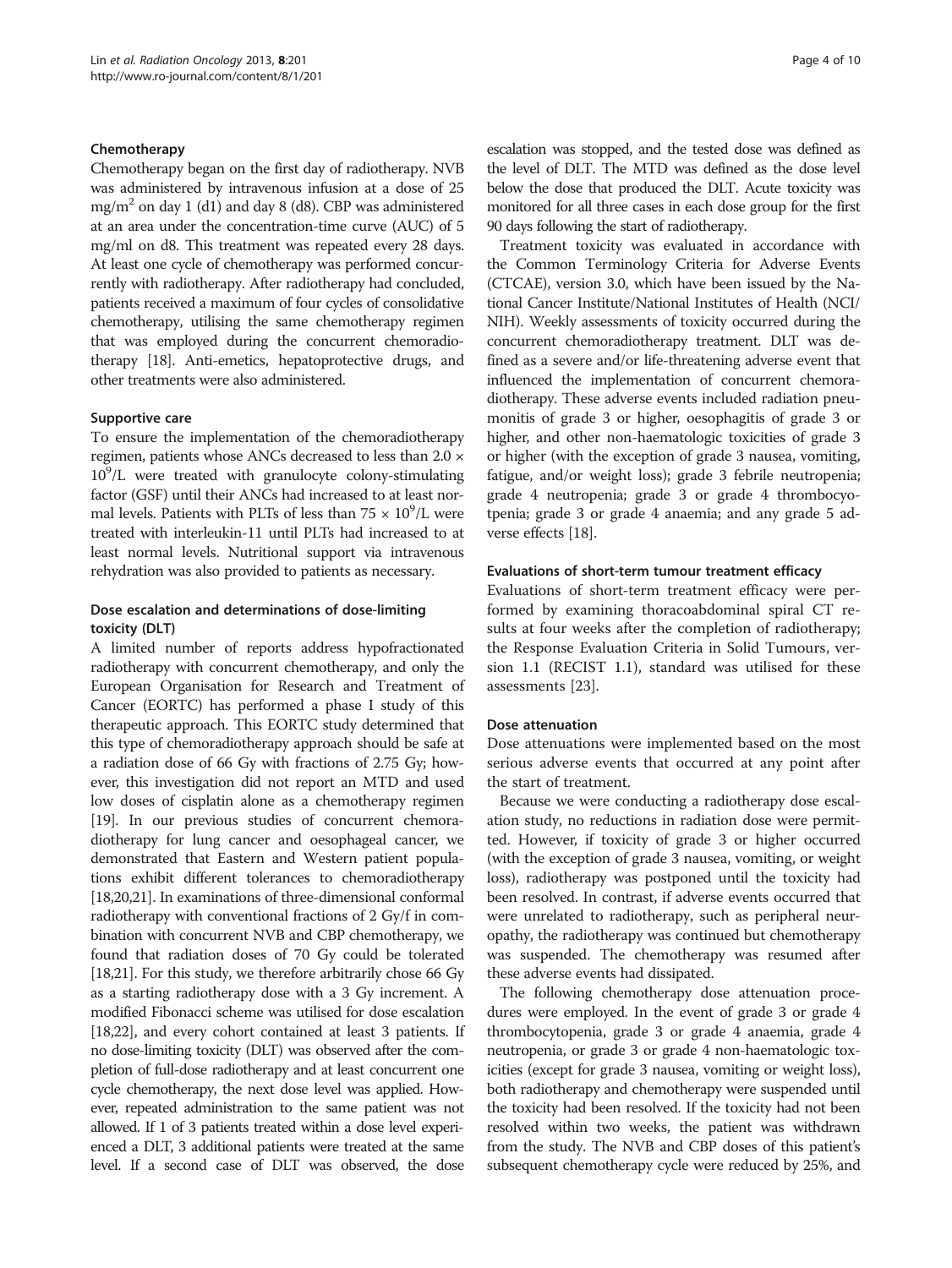### Chemotherapy

Chemotherapy began on the first day of radiotherapy. NVB was administered by intravenous infusion at a dose of 25 $mg/m^2$ on day 1 (d1) and day 8 (d8). CBP was administered at an area under the concentration-time curve (AUC) of 5 mg/ml on d8. This treatment was repeated every 28 days. At least one cycle of chemotherapy was performed concurrently with radiotherapy. After radiotherapy had concluded, patients received a maximum of four cycles of consolidative chemotherapy, utilising the same chemotherapy regimen that was employed during the concurrent chemoradiotherapy [18]. Anti-emetics, hepatoprotective drugs, and other treatments were also administered.

### Supportive care

To ensure the implementation of the chemoradiotherapy regimen, patients whose ANCs decreased to less than $2.0 \times 10^9/L$ were treated with granulocyte colony-stimulating factor (GSF) until their ANCs had increased to at least normal levels. Patients with PLTs of less than $75 \times 10^9/L$ were treated with interleukin-11 until PLTs had increased to at least normal levels. Nutritional support via intravenous rehydration was also provided to patients as necessary.

### Dose escalation and determinations of dose-limiting toxicity (DLT)

A limited number of reports address hypofractionated radiotherapy with concurrent chemotherapy, and only the European Organisation for Research and Treatment of Cancer (EORTC) has performed a phase I study of this therapeutic approach. This EORTC study determined that this type of chemoradiotherapy approach should be safe at a radiation dose of 66 Gy with fractions of 2.75 Gy; however, this investigation did not report an MTD and used low doses of cisplatin alone as a chemotherapy regimen [19]. In our previous studies of concurrent chemoradiotherapy for lung cancer and oesophageal cancer, we demonstrated that Eastern and Western patient populations exhibit different tolerances to chemoradiotherapy [18,20,21]. In examinations of three-dimensional conformal radiotherapy with conventional fractions of 2 Gy/f in combination with concurrent NVB and CBP chemotherapy, we found that radiation doses of 70 Gy could be tolerated [18,21]. For this study, we therefore arbitrarily chose 66 Gy as a starting radiotherapy dose with a 3 Gy increment. A modified Fibonacci scheme was utilised for dose escalation [18,22], and every cohort contained at least 3 patients. If no dose-limiting toxicity (DLT) was observed after the completion of full-dose radiotherapy and at least concurrent one cycle chemotherapy, the next dose level was applied. However, repeated administration to the same patient was not allowed. If 1 of 3 patients treated within a dose level experienced a DLT, 3 additional patients were treated at the same level. If a second case of DLT was observed, the dose escalation was stopped, and the tested dose was defined as the level of DLT. The MTD was defined as the dose level below the dose that produced the DLT. Acute toxicity was monitored for all three cases in each dose group for the first 90 days following the start of radiotherapy.

Treatment toxicity was evaluated in accordance with the Common Terminology Criteria for Adverse Events (CTCAE), version 3.0, which have been issued by the National Cancer Institute/National Institutes of Health (NCI/NIH). Weekly assessments of toxicity occurred during the concurrent chemoradiotherapy treatment. DLT was defined as a severe and/or life-threatening adverse event that influenced the implementation of concurrent chemoradiotherapy. These adverse events included radiation pneumonitis of grade 3 or higher, oesophagitis of grade 3 or higher, and other non-haematologic toxicities of grade 3 or higher (with the exception of grade 3 nausea, vomiting, fatigue, and/or weight loss); grade 3 febrile neutropenia; grade 4 neutropenia; grade 3 or grade 4 thrombocytopenia; grade 3 or grade 4 anaemia; and any grade 5 adverse effects [18].

### Evaluations of short-term tumour treatment efficacy

Evaluations of short-term treatment efficacy were performed by examining thoracoabdominal spiral CT results at four weeks after the completion of radiotherapy; the Response Evaluation Criteria in Solid Tumours, version 1.1 (RECIST 1.1), standard was utilised for these assessments [23].

### Dose attenuation

Dose attenuations were implemented based on the most serious adverse events that occurred at any point after the start of treatment.

Because we were conducting a radiotherapy dose escalation study, no reductions in radiation dose were permitted. However, if toxicity of grade 3 or higher occurred (with the exception of grade 3 nausea, vomiting, or weight loss), radiotherapy was postponed until the toxicity had been resolved. In contrast, if adverse events occurred that were unrelated to radiotherapy, such as peripheral neuropathy, the radiotherapy was continued but chemotherapy was suspended. The chemotherapy was resumed after these adverse events had dissipated.

The following chemotherapy dose attenuation procedures were employed. In the event of grade 3 or grade 4 thrombocytopenia, grade 3 or grade 4 anaemia, grade 4 neutropenia, or grade 3 or grade 4 non-haematologic toxicities (except for grade 3 nausea, vomiting or weight loss), both radiotherapy and chemotherapy were suspended until the toxicity had been resolved. If the toxicity had not been resolved within two weeks, the patient was withdrawn from the study. The NVB and CBP doses of this patient's subsequent chemotherapy cycle were reduced by 25%, and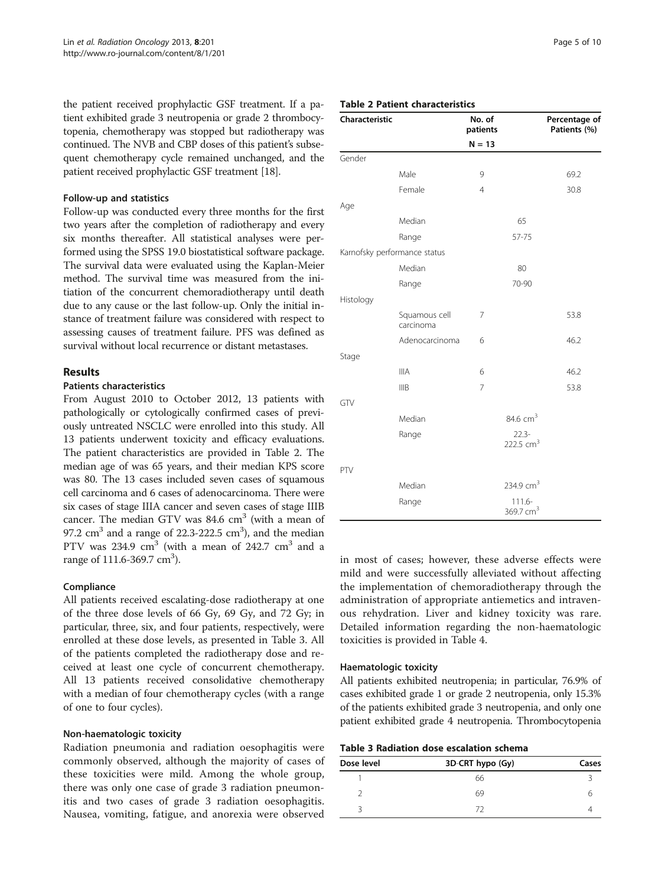the patient received prophylactic GSF treatment. If a patient exhibited grade 3 neutropenia or grade 2 thrombocytopenia, chemotherapy was stopped but radiotherapy was continued. The NVB and CBP doses of this patient's subsequent chemotherapy cycle remained unchanged, and the patient received prophylactic GSF treatment [18].

### Follow-up and statistics

Follow-up was conducted every three months for the first two years after the completion of radiotherapy and every six months thereafter. All statistical analyses were performed using the SPSS 19.0 biostatistical software package. The survival data were evaluated using the Kaplan-Meier method. The survival time was measured from the initiation of the concurrent chemoradiotherapy until death due to any cause or the last follow-up. Only the initial instance of treatment failure was considered with respect to assessing causes of treatment failure. PFS was defined as survival without local recurrence or distant metastases.

## Results

### Patients characteristics

From August 2010 to October 2012, 13 patients with pathologically or cytologically confirmed cases of previously untreated NSCLC were enrolled into this study. All 13 patients underwent toxicity and efficacy evaluations. The patient characteristics are provided in Table 2. The median age of was 65 years, and their median KPS score was 80. The 13 cases included seven cases of squamous cell carcinoma and 6 cases of adenocarcinoma. There were six cases of stage IIIA cancer and seven cases of stage IIIB cancer. The median GTV was 84.6 $cm^3$ (with a mean of 97.2 $cm^3$ and a range of 22.3-222.5 $cm^3$), and the median PTV was 234.9 $cm^3$ (with a mean of 242.7 $cm^3$ and a range of 111.6-369.7 $cm^3$).

### Compliance

All patients received escalating-dose radiotherapy at one of the three dose levels of 66 Gy, 69 Gy, and 72 Gy; in particular, three, six, and four patients, respectively, were enrolled at these dose levels, as presented in Table 3. All of the patients completed the radiotherapy dose and received at least one cycle of concurrent chemotherapy. All 13 patients received consolidative chemotherapy with a median of four chemotherapy cycles (with a range of one to four cycles).

### Non-haematologic toxicity

Radiation pneumonia and radiation oesophagitis were commonly observed, although the majority of cases of these toxicities were mild. Among the whole group, there was only one case of grade 3 radiation pneumonitis and two cases of grade 3 radiation oesophagitis. Nausea, vomiting, fatigue, and anorexia were observed in most of cases; however, these adverse effects were mild and were successfully alleviated without affecting the implementation of chemoradiotherapy through the administration of appropriate antiemetics and intravenous rehydration. Liver and kidney toxicity was rare. Detailed information regarding the non-haematologic toxicities is provided in Table 4.

### Haematologic toxicity

All patients exhibited neutropenia; in particular, 76.9% of cases exhibited grade 1 or grade 2 neutropenia, only 15.3% of the patients exhibited grade 3 neutropenia, and only one patient exhibited grade 4 neutropenia. Thrombocytopenia

**Table 2 Patient characteristics**

| Characteristic | | No. of patients N = 13 | Percentage of Patients (%) |
|---|---|---|---|
| Gender | | | |
| | Male | 9 | 69.2 |
| | Female | 4 | 30.8 |
| Age | | | |
| | Median | 65 | |
| | Range | 57-75 | |
| Karnofsky performance status | | | |
| | Median | 80 | |
| | Range | 70-90 | |
| Histology | | | |
| | Squamous cell carcinoma | 7 | 53.8 |
| | Adenocarcinoma | 6 | 46.2 |
| Stage | | | |
| | IIIA | 6 | 46.2 |
| | IIIB | 7 | 53.8 |
| GTV | | | |
| | Median | 84.6 $cm^3$ | |
| | Range | 22.3-222.5 $cm^3$ | |
| PTV | | | |
| | Median | 234.9 $cm^3$ | |
| | Range | 111.6-369.7 $cm^3$ | |

**Table 3 Radiation dose escalation schema**

| Dose level | 3D-CRT hypo (Gy) | Cases |
|---|---|---|
| 1 | 66 | 3 |
| 2 | 69 | 6 |
| 3 | 72 | 4 |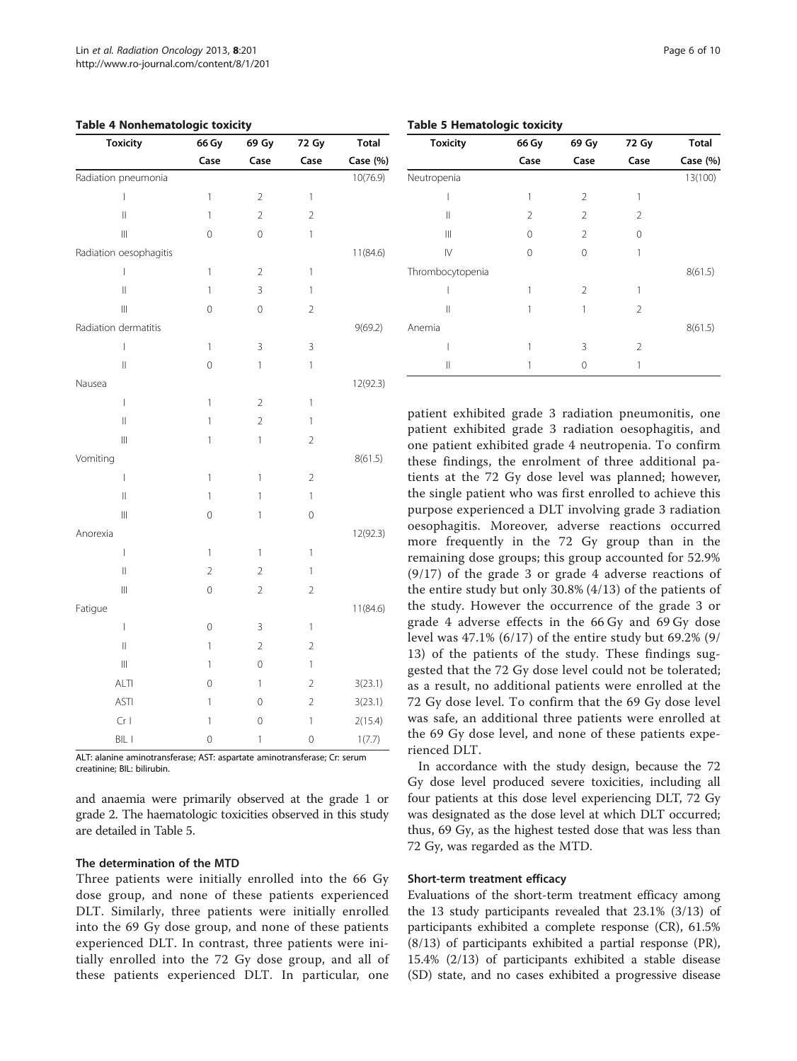**Table 4 Nonhematologic toxicity**

| Toxicity | 66 Gy | 69 Gy | 72 Gy | Total |
|---|---|---|---|---|
| | Case | Case | Case | Case (%) |
| Radiation pneumonia | | | | 10(76.9) |
| I | 1 | 2 | 1 | |
| II | 1 | 2 | 2 | |
| III | 0 | 0 | 1 | |
| Radiation oesophagitis | | | | 11(84.6) |
| I | 1 | 2 | 1 | |
| II | 1 | 3 | 1 | |
| III | 0 | 0 | 2 | |
| Radiation dermatitis | | | | 9(69.2) |
| I | 1 | 3 | 3 | |
| II | 0 | 1 | 1 | |
| Nausea | | | | 12(92.3) |
| I | 1 | 2 | 1 | |
| II | 1 | 2 | 1 | |
| III | 1 | 1 | 2 | |
| Vomiting | | | | 8(61.5) |
| I | 1 | 1 | 2 | |
| II | 1 | 1 | 1 | |
| III | 0 | 1 | 0 | |
| Anorexia | | | | 12(92.3) |
| I | 1 | 1 | 1 | |
| II | 2 | 2 | 1 | |
| III | 0 | 2 | 2 | |
| Fatigue | | | | 11(84.6) |
| I | 0 | 3 | 1 | |
| II | 1 | 2 | 2 | |
| III | 1 | 0 | 1 | |
| ALTI | 0 | 1 | 2 | 3(23.1) |
| ASTI | 1 | 0 | 2 | 3(23.1) |
| Cr I | 1 | 0 | 1 | 2(15.4) |
| BIL I | 0 | 1 | 0 | 1(7.7) |

ALT: alanine aminotransferase; AST: aspartate aminotransferase; Cr: serum creatinine; BIL: bilirubin.

**Table 5 Hematologic toxicity**

| Toxicity | 66 Gy | 69 Gy | 72 Gy | Total |
|---|---|---|---|---|
| | Case | Case | Case | Case (%) |
| Neutropenia | | | | 13(100) |
| I | 1 | 2 | 1 | |
| II | 2 | 2 | 2 | |
| III | 0 | 2 | 0 | |
| IV | 0 | 0 | 1 | |
| Thrombocytopenia | | | | 8(61.5) |
| I | 1 | 2 | 1 | |
| II | 1 | 1 | 2 | |
| Anemia | | | | 8(61.5) |
| I | 1 | 3 | 2 | |
| II | 1 | 0 | 1 | |

and anaemia were primarily observed at the grade 1 or grade 2. The haematologic toxicities observed in this study are detailed in Table 5.

### The determination of the MTD

Three patients were initially enrolled into the 66 Gy dose group, and none of these patients experienced DLT. Similarly, three patients were initially enrolled into the 69 Gy dose group, and none of these patients experienced DLT. In contrast, three patients were initially enrolled into the 72 Gy dose group, and all of these patients experienced DLT. In particular, one patient exhibited grade 3 radiation pneumonitis, one patient exhibited grade 3 radiation oesophagitis, and one patient exhibited grade 4 neutropenia. To confirm these findings, the enrolment of three additional patients at the 72 Gy dose level was planned; however, the single patient who was first enrolled to achieve this purpose experienced a DLT involving grade 3 radiation oesophagitis. Moreover, adverse reactions occurred more frequently in the 72 Gy group than in the remaining dose groups; this group accounted for 52.9% (9/17) of the grade 3 or grade 4 adverse reactions of the entire study but only 30.8% (4/13) of the patients of the study. However the occurrence of the grade 3 or grade 4 adverse effects in the 66 Gy and 69 Gy dose level was 47.1% (6/17) of the entire study but 69.2% (9/13) of the patients of the study. These findings suggested that the 72 Gy dose level could not be tolerated; as a result, no additional patients were enrolled at the 72 Gy dose level. To confirm that the 69 Gy dose level was safe, an additional three patients were enrolled at the 69 Gy dose level, and none of these patients experienced DLT.

In accordance with the study design, because the 72 Gy dose level produced severe toxicities, including all four patients at this dose level experiencing DLT, 72 Gy was designated as the dose level at which DLT occurred; thus, 69 Gy, as the highest tested dose that was less than 72 Gy, was regarded as the MTD.

### Short-term treatment efficacy

Evaluations of the short-term treatment efficacy among the 13 study participants revealed that 23.1% (3/13) of participants exhibited a complete response (CR), 61.5% (8/13) of participants exhibited a partial response (PR), 15.4% (2/13) of participants exhibited a stable disease (SD) state, and no cases exhibited a progressive disease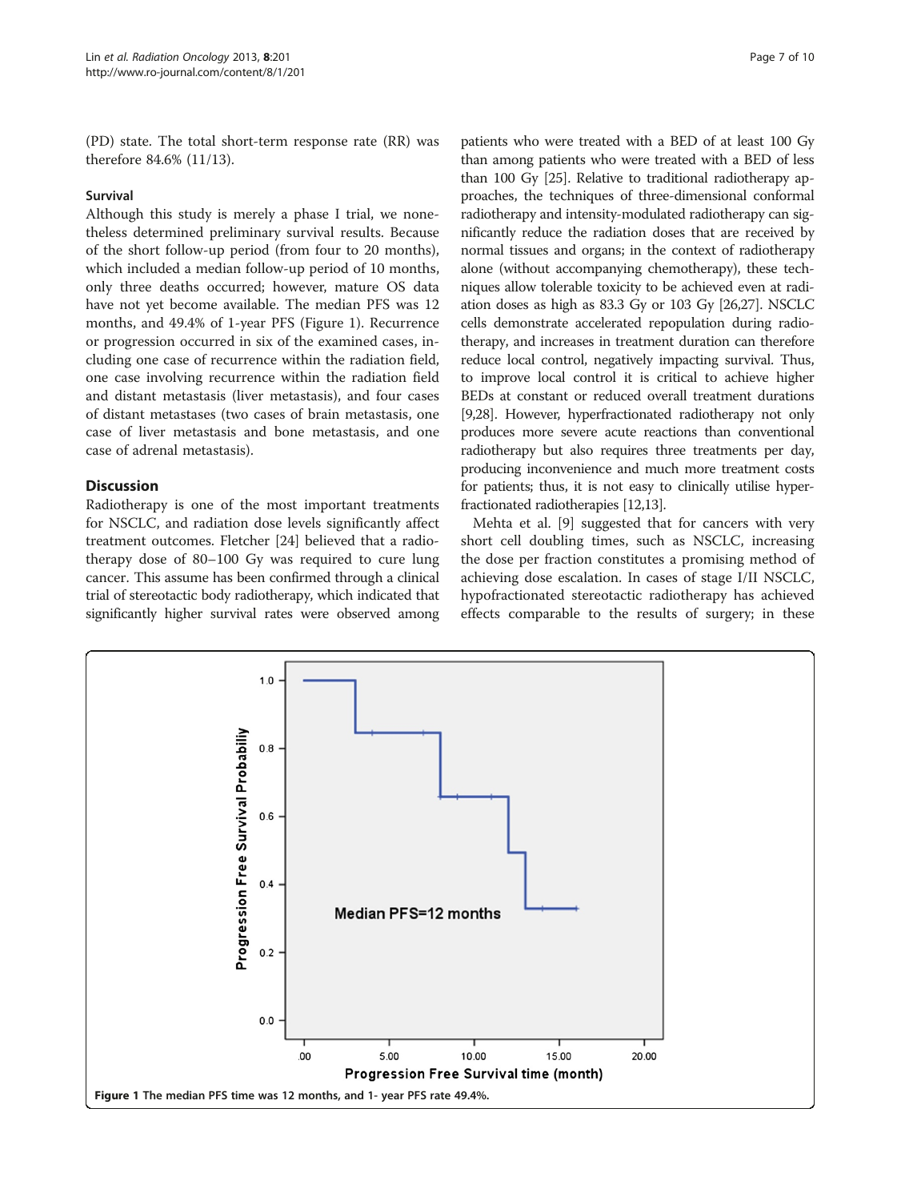(PD) state. The total short-term response rate (RR) was therefore 84.6% (11/13).

### Survival

Although this study is merely a phase I trial, we nonetheless determined preliminary survival results. Because of the short follow-up period (from four to 20 months), which included a median follow-up period of 10 months, only three deaths occurred; however, mature OS data have not yet become available. The median PFS was 12 months, and 49.4% of 1-year PFS (Figure 1). Recurrence or progression occurred in six of the examined cases, including one case of recurrence within the radiation field, one case involving recurrence within the radiation field and distant metastasis (liver metastasis), and four cases of distant metastases (two cases of brain metastasis, one case of liver metastasis and bone metastasis, and one case of adrenal metastasis).

## Discussion

Radiotherapy is one of the most important treatments for NSCLC, and radiation dose levels significantly affect treatment outcomes. Fletcher [24] believed that a radiotherapy dose of 80–100 Gy was required to cure lung cancer. This assume has been confirmed through a clinical trial of stereotactic body radiotherapy, which indicated that significantly higher survival rates were observed among patients who were treated with a BED of at least 100 Gy than among patients who were treated with a BED of less than 100 Gy [25]. Relative to traditional radiotherapy approaches, the techniques of three-dimensional conformal radiotherapy and intensity-modulated radiotherapy can significantly reduce the radiation doses that are received by normal tissues and organs; in the context of radiotherapy alone (without accompanying chemotherapy), these techniques allow tolerable toxicity to be achieved even at radiation doses as high as 83.3 Gy or 103 Gy [26,27]. NSCLC cells demonstrate accelerated repopulation during radiotherapy, and increases in treatment duration can therefore reduce local control, negatively impacting survival. Thus, to improve local control it is critical to achieve higher BEDs at constant or reduced overall treatment durations [9,28]. However, hyperfractionated radiotherapy not only produces more severe acute reactions than conventional radiotherapy but also requires three treatments per day, producing inconvenience and much more treatment costs for patients; thus, it is not easy to clinically utilise hyperfractionated radiotherapies [12,13].

Mehta et al. [9] suggested that for cancers with very short cell doubling times, such as NSCLC, increasing the dose per fraction constitutes a promising method of achieving dose escalation. In cases of stage I/II NSCLC, hypofractionated stereotactic radiotherapy has achieved effects comparable to the results of surgery; in these

**Figure 1** The median PFS time was 12 months, and 1- year PFS rate 49.4%.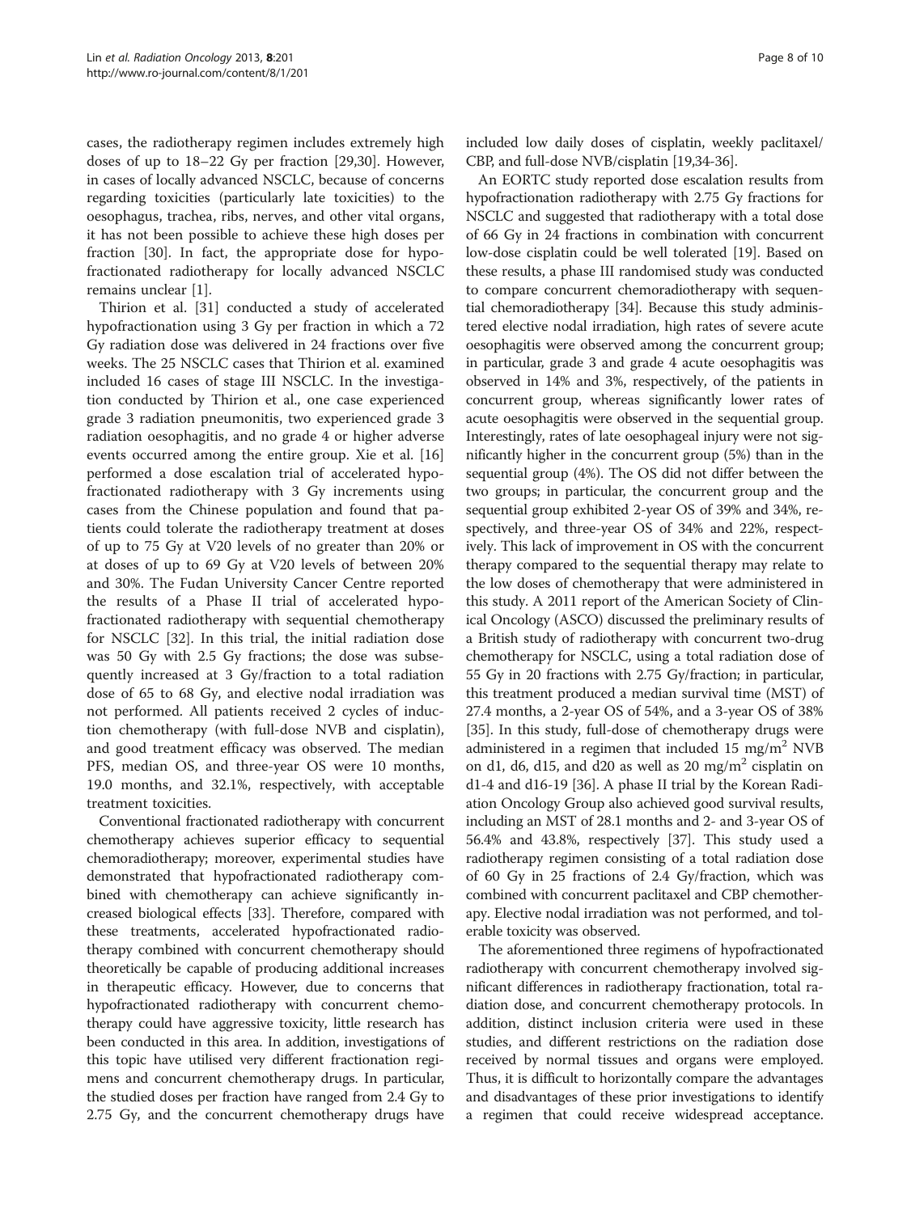cases, the radiotherapy regimen includes extremely high doses of up to 18–22 Gy per fraction [29,30]. However, in cases of locally advanced NSCLC, because of concerns regarding toxicities (particularly late toxicities) to the oesophagus, trachea, ribs, nerves, and other vital organs, it has not been possible to achieve these high doses per fraction [30]. In fact, the appropriate dose for hypofractionated radiotherapy for locally advanced NSCLC remains unclear [1].

Thirion et al. [31] conducted a study of accelerated hypofractionation using 3 Gy per fraction in which a 72 Gy radiation dose was delivered in 24 fractions over five weeks. The 25 NSCLC cases that Thirion et al. examined included 16 cases of stage III NSCLC. In the investigation conducted by Thirion et al., one case experienced grade 3 radiation pneumonitis, two experienced grade 3 radiation oesophagitis, and no grade 4 or higher adverse events occurred among the entire group. Xie et al. [16] performed a dose escalation trial of accelerated hypofractionated radiotherapy with 3 Gy increments using cases from the Chinese population and found that patients could tolerate the radiotherapy treatment at doses of up to 75 Gy at V20 levels of no greater than 20% or at doses of up to 69 Gy at V20 levels of between 20% and 30%. The Fudan University Cancer Centre reported the results of a Phase II trial of accelerated hypofractionated radiotherapy with sequential chemotherapy for NSCLC [32]. In this trial, the initial radiation dose was 50 Gy with 2.5 Gy fractions; the dose was subsequently increased at 3 Gy/fraction to a total radiation dose of 65 to 68 Gy, and elective nodal irradiation was not performed. All patients received 2 cycles of induction chemotherapy (with full-dose NVB and cisplatin), and good treatment efficacy was observed. The median PFS, median OS, and three-year OS were 10 months, 19.0 months, and 32.1%, respectively, with acceptable treatment toxicities.

Conventional fractionated radiotherapy with concurrent chemotherapy achieves superior efficacy to sequential chemoradiotherapy; moreover, experimental studies have demonstrated that hypofractionated radiotherapy combined with chemotherapy can achieve significantly increased biological effects [33]. Therefore, compared with these treatments, accelerated hypofractionated radiotherapy combined with concurrent chemotherapy should theoretically be capable of producing additional increases in therapeutic efficacy. However, due to concerns that hypofractionated radiotherapy with concurrent chemotherapy could have aggressive toxicity, little research has been conducted in this area. In addition, investigations of this topic have utilised very different fractionation regimens and concurrent chemotherapy drugs. In particular, the studied doses per fraction have ranged from 2.4 Gy to 2.75 Gy, and the concurrent chemotherapy drugs have included low daily doses of cisplatin, weekly paclitaxel/CBP, and full-dose NVB/cisplatin [19,34-36].

An EORTC study reported dose escalation results from hypofractionation radiotherapy with 2.75 Gy fractions for NSCLC and suggested that radiotherapy with a total dose of 66 Gy in 24 fractions in combination with concurrent low-dose cisplatin could be well tolerated [19]. Based on these results, a phase III randomised study was conducted to compare concurrent chemoradiotherapy with sequential chemoradiotherapy [34]. Because this study administered elective nodal irradiation, high rates of severe acute oesophagitis were observed among the concurrent group; in particular, grade 3 and grade 4 acute oesophagitis was observed in 14% and 3%, respectively, of the patients in concurrent group, whereas significantly lower rates of acute oesophagitis were observed in the sequential group. Interestingly, rates of late oesophageal injury were not significantly higher in the concurrent group (5%) than in the sequential group (4%). The OS did not differ between the two groups; in particular, the concurrent group and the sequential group exhibited 2-year OS of 39% and 34%, respectively, and three-year OS of 34% and 22%, respectively. This lack of improvement in OS with the concurrent therapy compared to the sequential therapy may relate to the low doses of chemotherapy that were administered in this study. A 2011 report of the American Society of Clinical Oncology (ASCO) discussed the preliminary results of a British study of radiotherapy with concurrent two-drug chemotherapy for NSCLC, using a total radiation dose of 55 Gy in 20 fractions with 2.75 Gy/fraction; in particular, this treatment produced a median survival time (MST) of 27.4 months, a 2-year OS of 54%, and a 3-year OS of 38% [35]. In this study, full-dose of chemotherapy drugs were administered in a regimen that included 15 $mg/m^2$ NVB on d1, d6, d15, and d20 as well as 20 $mg/m^2$ cisplatin on d1-4 and d16-19 [36]. A phase II trial by the Korean Radiation Oncology Group also achieved good survival results, including an MST of 28.1 months and 2- and 3-year OS of 56.4% and 43.8%, respectively [37]. This study used a radiotherapy regimen consisting of a total radiation dose of 60 Gy in 25 fractions of 2.4 Gy/fraction, which was combined with concurrent paclitaxel and CBP chemotherapy. Elective nodal irradiation was not performed, and tolerable toxicity was observed.

The aforementioned three regimens of hypofractionated radiotherapy with concurrent chemotherapy involved significant differences in radiotherapy fractionation, total radiation dose, and concurrent chemotherapy protocols. In addition, distinct inclusion criteria were used in these studies, and different restrictions on the radiation dose received by normal tissues and organs were employed. Thus, it is difficult to horizontally compare the advantages and disadvantages of these prior investigations to identify a regimen that could receive widespread acceptance.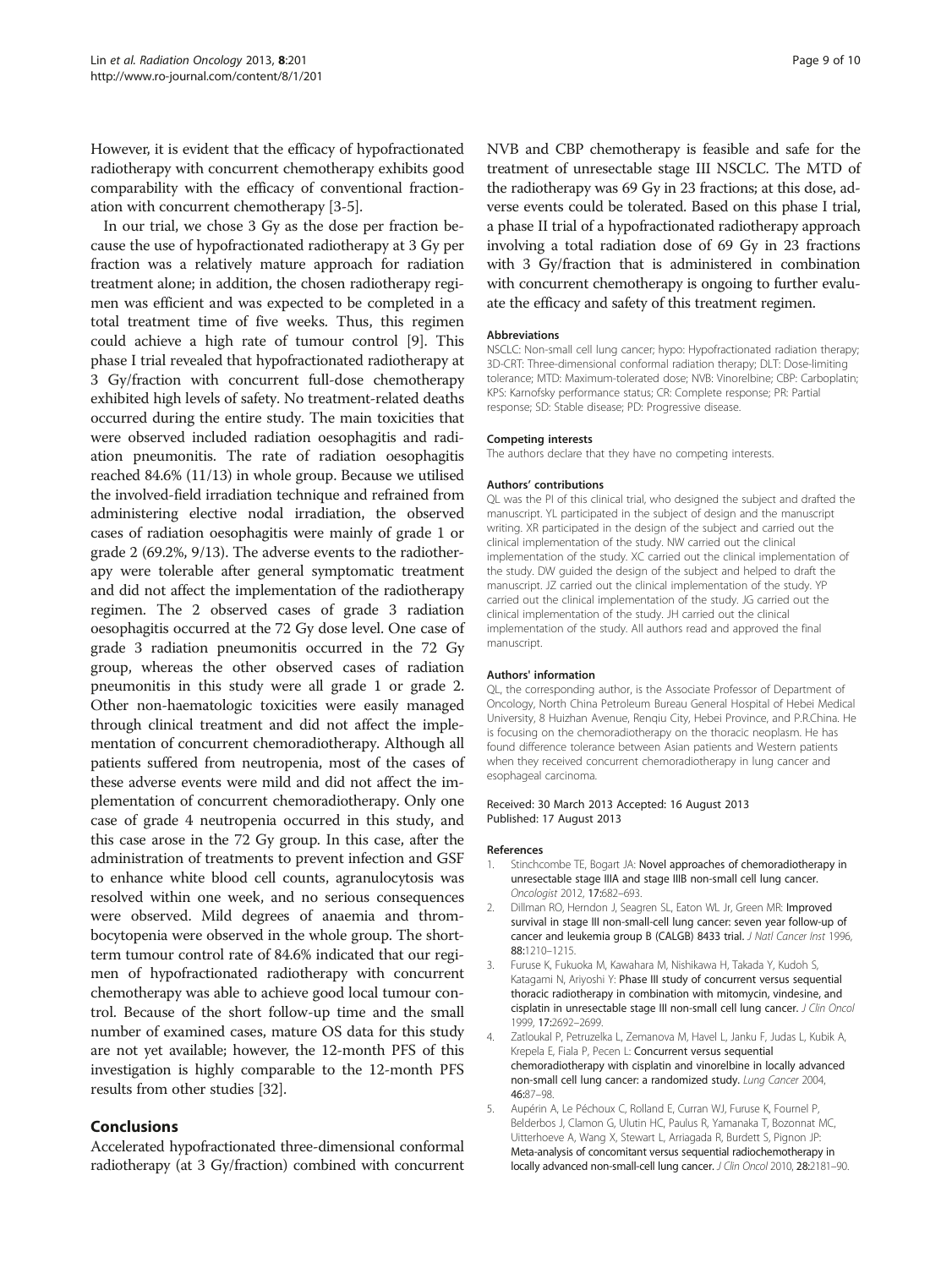However, it is evident that the efficacy of hypofractionated radiotherapy with concurrent chemotherapy exhibits good comparability with the efficacy of conventional fractionation with concurrent chemotherapy [3-5].

In our trial, we chose 3 Gy as the dose per fraction because the use of hypofractionated radiotherapy at 3 Gy per fraction was a relatively mature approach for radiation treatment alone; in addition, the chosen radiotherapy regimen was efficient and was expected to be completed in a total treatment time of five weeks. Thus, this regimen could achieve a high rate of tumour control [9]. This phase I trial revealed that hypofractionated radiotherapy at 3 Gy/fraction with concurrent full-dose chemotherapy exhibited high levels of safety. No treatment-related deaths occurred during the entire study. The main toxicities that were observed included radiation oesophagitis and radiation pneumonitis. The rate of radiation oesophagitis reached 84.6% (11/13) in whole group. Because we utilised the involved-field irradiation technique and refrained from administering elective nodal irradiation, the observed cases of radiation oesophagitis were mainly of grade 1 or grade 2 (69.2%, 9/13). The adverse events to the radiotherapy were tolerable after general symptomatic treatment and did not affect the implementation of the radiotherapy regimen. The 2 observed cases of grade 3 radiation oesophagitis occurred at the 72 Gy dose level. One case of grade 3 radiation pneumonitis occurred in the 72 Gy group, whereas the other observed cases of radiation pneumonitis in this study were all grade 1 or grade 2. Other non-haematologic toxicities were easily managed through clinical treatment and did not affect the implementation of concurrent chemoradiotherapy. Although all patients suffered from neutropenia, most of the cases of these adverse events were mild and did not affect the implementation of concurrent chemoradiotherapy. Only one case of grade 4 neutropenia occurred in this study, and this case arose in the 72 Gy group. In this case, after the administration of treatments to prevent infection and GSF to enhance white blood cell counts, agranulocytosis was resolved within one week, and no serious consequences were observed. Mild degrees of anaemia and thrombocytopenia were observed in the whole group. The short-term tumour control rate of 84.6% indicated that our regimen of hypofractionated radiotherapy with concurrent chemotherapy was able to achieve good local tumour control. Because of the short follow-up time and the small number of examined cases, mature OS data for this study are not yet available; however, the 12-month PFS of this investigation is highly comparable to the 12-month PFS results from other studies [32].

## Conclusions

Accelerated hypofractionated three-dimensional conformal radiotherapy (at 3 Gy/fraction) combined with concurrent NVB and CBP chemotherapy is feasible and safe for the treatment of unresectable stage III NSCLC. The MTD of the radiotherapy was 69 Gy in 23 fractions; at this dose, adverse events could be tolerated. Based on this phase I trial, a phase II trial of a hypofractionated radiotherapy approach involving a total radiation dose of 69 Gy in 23 fractions with 3 Gy/fraction that is administered in combination with concurrent chemotherapy is ongoing to further evaluate the efficacy and safety of this treatment regimen.

#### Abbreviations

NSCLC: Non-small cell lung cancer; hypo: Hypofractionated radiation therapy; 3D-CRT: Three-dimensional conformal radiation therapy; DLT: Dose-limiting tolerance; MTD: Maximum-tolerated dose; NVB: Vinorelbine; CBP: Carboplatin; KPS: Karnofsky performance status; CR: Complete response; PR: Partial response; SD: Stable disease; PD: Progressive disease.

#### Competing interests

The authors declare that they have no competing interests.

#### Authors' contributions

QL was the PI of this clinical trial, who designed the subject and drafted the manuscript. YL participated in the subject of design and the manuscript writing. XR participated in the design of the subject and carried out the clinical implementation of the study. NW carried out the clinical implementation of the study. XC carried out the clinical implementation of the study. DW guided the design of the subject and helped to draft the manuscript. JZ carried out the clinical implementation of the study. YP carried out the clinical implementation of the study. JG carried out the clinical implementation of the study. JH carried out the clinical implementation of the study. All authors read and approved the final manuscript.

#### Authors' information

QL, the corresponding author, is the Associate Professor of Department of Oncology, North China Petroleum Bureau General Hospital of Hebei Medical University, 8 Huizhan Avenue, Renqiu City, Hebei Province, and P.R.China. He is focusing on the chemoradiotherapy on the thoracic neoplasm. He has found difference tolerance between Asian patients and Western patients when they received concurrent chemoradiotherapy in lung cancer and esophageal carcinoma.

Received: 30 March 2013 Accepted: 16 August 2013
Published: 17 August 2013

#### References

1. Stinchcombe TE, Bogart JA: **Novel approaches of chemoradiotherapy in unresectable stage IIIA and stage IIIB non-small cell lung cancer.** *Oncologist* 2012, **17:**682–693.
2. Dillman RO, Herndon J, Seagren SL, Eaton WL Jr, Green MR: **Improved survival in stage III non-small-cell lung cancer: seven year follow-up of cancer and leukemia group B (CALGB) 8433 trial.** *J Natl Cancer Inst* 1996, **88:**1210–1215.
3. Furuse K, Fukuoka M, Kawahara M, Nishikawa H, Takada Y, Kudoh S, Katagami N, Ariyoshi Y: **Phase III study of concurrent versus sequential thoracic radiotherapy in combination with mitomycin, vindesine, and cisplatin in unresectable stage III non-small cell lung cancer.** *J Clin Oncol* 1999, **17:**2692–2699.
4. Zatloukal P, Petruzelka L, Zemanova M, Havel L, Janku F, Judas L, Kubik A, Krepela E, Fiala P, Pecen L: **Concurrent versus sequential chemoradiotherapy with cisplatin and vinorelbine in locally advanced non-small cell lung cancer: a randomized study.** *Lung Cancer* 2004, **46:**87–98.
5. Aupérin A, Le Péchoux C, Rolland E, Curran WJ, Furuse K, Fournel P, Belderbos J, Clamon G, Ulutin HC, Paulus R, Yamanaka T, Bozonnat MC, Uitterhoeve A, Wang X, Stewart L, Arriagada R, Burdett S, Pignon JP: **Meta-analysis of concomitant versus sequential radiochemotherapy in locally advanced non-small-cell lung cancer.** *J Clin Oncol* 2010, **28:**2181–90.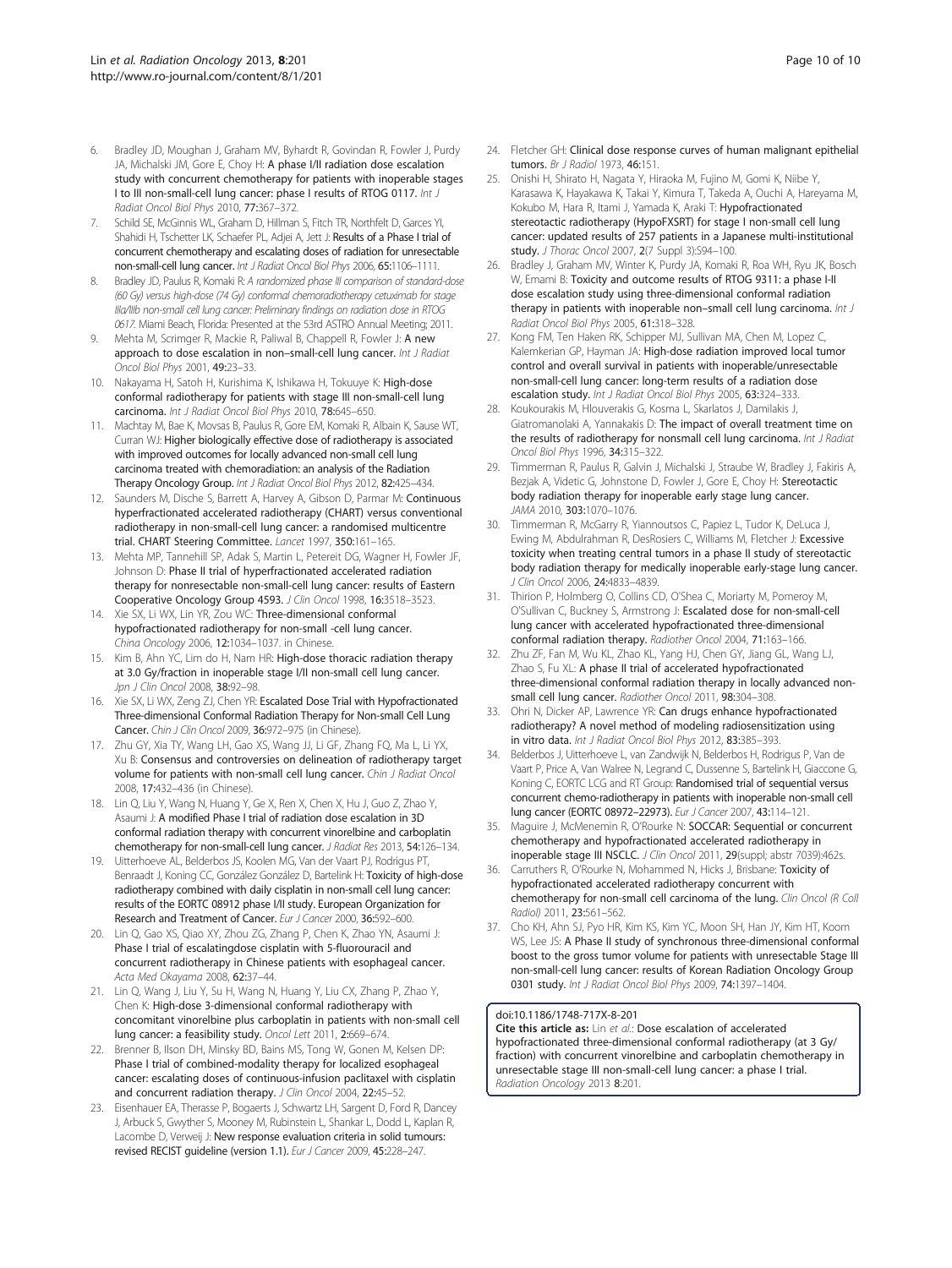6. Bradley JD, Moughan J, Graham MV, Byhardt R, Govindan R, Fowler J, Purdy JA, Michalski JM, Gore E, Choy H: **A phase I/II radiation dose escalation study with concurrent chemotherapy for patients with inoperable stages I to III non-small-cell lung cancer: phase I results of RTOG 0117.** *Int J Radiat Oncol Biol Phys* 2010, **77:**367–372.
7. Schild SE, McGinnis WL, Graham D, Hillman S, Fitch TR, Northfelt D, Garces YI, Shahidi H, Tschetter LK, Schaefer PL, Adjei A, Jett J: **Results of a Phase I trial of concurrent chemotherapy and escalating doses of radiation for unresectable non-small-cell lung cancer.** *Int J Radiat Oncol Biol Phys* 2006, **65:**1106–1111.
8. Bradley JD, Paulus R, Komaki R: *A randomized phase III comparison of standard-dose (60 Gy) versus high-dose (74 Gy) conformal chemoradiotherapy cetuximab for stage IIIa/IIIb non-small cell lung cancer: Preliminary findings on radiation dose in RTOG 0617.* Miami Beach, Florida: Presented at the 53rd ASTRO Annual Meeting; 2011.
9. Mehta M, Scrimger R, Mackie R, Paliwal B, Chappell R, Fowler J: **A new approach to dose escalation in non–small-cell lung cancer.** *Int J Radiat Oncol Biol Phys* 2001, **49:**23–33.
10. Nakayama H, Satoh H, Kurishima K, Ishikawa H, Tokuuye K: **High-dose conformal radiotherapy for patients with stage III non-small-cell lung carcinoma.** *Int J Radiat Oncol Biol Phys* 2010, **78:**645–650.
11. Machtay M, Bae K, Movsas B, Paulus R, Gore EM, Komaki R, Albain K, Sause WT, Curran WJ: **Higher biologically effective dose of radiotherapy is associated with improved outcomes for locally advanced non-small cell lung carcinoma treated with chemoradiation: an analysis of the Radiation Therapy Oncology Group.** *Int J Radiat Oncol Biol Phys* 2012, **82:**425–434.
12. Saunders M, Dische S, Barrett A, Harvey A, Gibson D, Parmar M: **Continuous hyperfractionated accelerated radiotherapy (CHART) versus conventional radiotherapy in non-small-cell lung cancer: a randomised multicentre trial. CHART Steering Committee.** *Lancet* 1997, **350:**161–165.
13. Mehta MP, Tannehill SP, Adak S, Martin L, Petereit DG, Wagner H, Fowler JF, Johnson D: **Phase II trial of hyperfractionated accelerated radiation therapy for nonresectable non-small-cell lung cancer: results of Eastern Cooperative Oncology Group 4593.** *J Clin Oncol* 1998, **16:**3518–3523.
14. Xie SX, Li WX, Lin YR, Zou WC: **Three-dimensional conformal hypofractionated radiotherapy for non-small -cell lung cancer.** *China Oncology* 2006, **12:**1034–1037. in Chinese.
15. Kim B, Ahn YC, Lim do H, Nam HR: **High-dose thoracic radiation therapy at 3.0 Gy/fraction in inoperable stage I/II non-small cell lung cancer.** *Jpn J Clin Oncol* 2008, **38:**92–98.
16. Xie SX, Li WX, Zeng ZJ, Chen YR: **Escalated Dose Trial with Hypofractionated Three-dimensional Conformal Radiation Therapy for Non-small Cell Lung Cancer.** *Chin J Clin Oncol* 2009, **36:**972–975 (in Chinese).
17. Zhu GY, Xia TY, Wang LH, Gao XS, Wang JJ, Li GF, Zhang FQ, Ma L, Li YX, Xu B: **Consensus and controversies on delineation of radiotherapy target volume for patients with non-small cell lung cancer.** *Chin J Radiat Oncol* 2008, **17:**432–436 (in Chinese).
18. Lin Q, Liu Y, Wang N, Huang Y, Ge X, Ren X, Chen X, Hu J, Guo Z, Zhao Y, Asaumi J: **A modified Phase I trial of radiation dose escalation in 3D conformal radiation therapy with concurrent vinorelbine and carboplatin chemotherapy for non-small-cell lung cancer.** *J Radiat Res* 2013, **54:**126–134.
19. Uitterhoeve AL, Belderbos JS, Koolen MG, Van der Vaart PJ, Rodrigus PT, Benraadt J, Koning CC, González González D, Bartelink H: **Toxicity of high-dose radiotherapy combined with daily cisplatin in non-small cell lung cancer: results of the EORTC 08912 phase I/II study. European Organization for Research and Treatment of Cancer.** *Eur J Cancer* 2000, **36:**592–600.
20. Lin Q, Gao XS, Qiao XY, Zhou ZG, Zhang P, Chen K, Zhao YN, Asaumi J: **Phase I trial of escalatingdose cisplatin with 5-fluorouracil and concurrent radiotherapy in Chinese patients with esophageal cancer.** *Acta Med Okayama* 2008, **62:**37–44.
21. Lin Q, Wang J, Liu Y, Su H, Wang N, Huang Y, Liu CX, Zhang P, Zhao Y, Chen K: **High-dose 3-dimensional conformal radiotherapy with concomitant vinorelbine plus carboplatin in patients with non-small cell lung cancer: a feasibility study.** *Oncol Lett* 2011, **2:**669–674.
22. Brenner B, Ilson DH, Minsky BD, Bains MS, Tong W, Gonen M, Kelsen DP: **Phase I trial of combined-modality therapy for localized esophageal cancer: escalating doses of continuous-infusion paclitaxel with cisplatin and concurrent radiation therapy.** *J Clin Oncol* 2004, **22:**45–52.
23. Eisenhauer EA, Therasse P, Bogaerts J, Schwartz LH, Sargent D, Ford R, Dancey J, Arbuck S, Gwyther S, Mooney M, Rubinstein L, Shankar L, Dodd L, Kaplan R, Lacombe D, Verweij J: **New response evaluation criteria in solid tumours: revised RECIST guideline (version 1.1).** *Eur J Cancer* 2009, **45:**228–247.
24. Fletcher GH: **Clinical dose response curves of human malignant epithelial tumors.** *Br J Radiol* 1973, **46:**151.
25. Onishi H, Shirato H, Nagata Y, Hiraoka M, Fujino M, Gomi K, Niibe Y, Karasawa K, Hayakawa K, Takai Y, Kimura T, Takeda A, Ouchi A, Hareyama M, Kokubo M, Hara R, Itami J, Yamada K, Araki T: **Hypofractionated stereotactic radiotherapy (HypoFXSRT) for stage I non-small cell lung cancer: updated results of 257 patients in a Japanese multi-institutional study.** *J Thorac Oncol* 2007, **2**(7 Suppl 3):S94–100.
26. Bradley J, Graham MV, Winter K, Purdy JA, Komaki R, Roa WH, Ryu JK, Bosch W, Emami B: **Toxicity and outcome results of RTOG 9311: a phase I-II dose escalation study using three-dimensional conformal radiation therapy in patients with inoperable non–small cell lung carcinoma.** *Int J Radiat Oncol Biol Phys* 2005, **61:**318–328.
27. Kong FM, Ten Haken RK, Schipper MJ, Sullivan MA, Chen M, Lopez C, Kalemkerian GP, Hayman JA: **High-dose radiation improved local tumor control and overall survival in patients with inoperable/unresectable non-small-cell lung cancer: long-term results of a radiation dose escalation study.** *Int J Radiat Oncol Biol Phys* 2005, **63:**324–333.
28. Koukourakis M, Hlouverakis G, Kosma L, Skarlatos J, Damilakis J, Giatromanolaki A, Yannakakis D: **The impact of overall treatment time on the results of radiotherapy for nonsmall cell lung carcinoma.** *Int J Radiat Oncol Biol Phys* 1996, **34:**315–322.
29. Timmerman R, Paulus R, Galvin J, Michalski J, Straube W, Bradley J, Fakiris A, Bezjak A, Videtic G, Johnstone D, Fowler J, Gore E, Choy H: **Stereotactic body radiation therapy for inoperable early stage lung cancer.** *JAMA* 2010, **303:**1070–1076.
30. Timmerman R, McGarry R, Yiannoutsos C, Papiez L, Tudor K, DeLuca J, Ewing M, Abdulrahman R, DesRosiers C, Williams M, Fletcher J: **Excessive toxicity when treating central tumors in a phase II study of stereotactic body radiation therapy for medically inoperable early-stage lung cancer.** *J Clin Oncol* 2006, **24:**4833–4839.
31. Thirion P, Holmberg O, Collins CD, O'Shea C, Moriarty M, Pomeroy M, O'Sullivan C, Buckney S, Armstrong J: **Escalated dose for non-small-cell lung cancer with accelerated hypofractionated three-dimensional conformal radiation therapy.** *Radiother Oncol* 2004, **71:**163–166.
32. Zhu ZF, Fan M, Wu KL, Zhao KL, Yang HJ, Chen GY, Jiang GL, Wang LJ, Zhao S, Fu XL: **A phase II trial of accelerated hypofractionated three-dimensional conformal radiation therapy in locally advanced non-small cell lung cancer.** *Radiother Oncol* 2011, **98:**304–308.
33. Ohri N, Dicker AP, Lawrence YR: **Can drugs enhance hypofractionated radiotherapy? A novel method of modeling radiosensitization using in vitro data.** *Int J Radiat Oncol Biol Phys* 2012, **83:**385–393.
34. Belderbos J, Uitterhoeve L, van Zandwijk N, Belderbos H, Rodrigus P, Van de Vaart P, Price A, Van Walree N, Legrand C, Dussenne S, Bartelink H, Giaccone G, Koning C, EORTC LCG and RT Group: **Randomised trial of sequential versus concurrent chemo-radiotherapy in patients with inoperable non-small cell lung cancer (EORTC 08972–22973).** *Eur J Cancer* 2007, **43:**114–121.
35. Maguire J, McMenemin R, O'Rourke N: **SOCCAR: Sequential or concurrent chemotherapy and hypofractionated accelerated radiotherapy in inoperable stage III NSCLC.** *J Clin Oncol* 2011, **29**(suppl; abstr 7039):462s.
36. Carruthers R, O'Rourke N, Mohammed N, Hicks J, Brisbane: **Toxicity of hypofractionated accelerated radiotherapy concurrent with chemotherapy for non-small cell carcinoma of the lung.** *Clin Oncol (R Coll Radiol)* 2011, **23:**561–562.
37. Cho KH, Ahn SJ, Pyo HR, Kim KS, Kim YC, Moon SH, Han JY, Kim HT, Koom WS, Lee JS: **A Phase II study of synchronous three-dimensional conformal boost to the gross tumor volume for patients with unresectable Stage III non-small-cell lung cancer: results of Korean Radiation Oncology Group 0301 study.** *Int J Radiat Oncol Biol Phys* 2009, **74:**1397–1404.

doi:10.1186/1748-717X-8-201

**Cite this article as:** Lin *et al.*: Dose escalation of accelerated hypofractionated three-dimensional conformal radiotherapy (at 3 Gy/fraction) with concurrent vinorelbine and carboplatin chemotherapy in unresectable stage III non-small-cell lung cancer: a phase I trial. *Radiation Oncology* 2013 **8**:201.